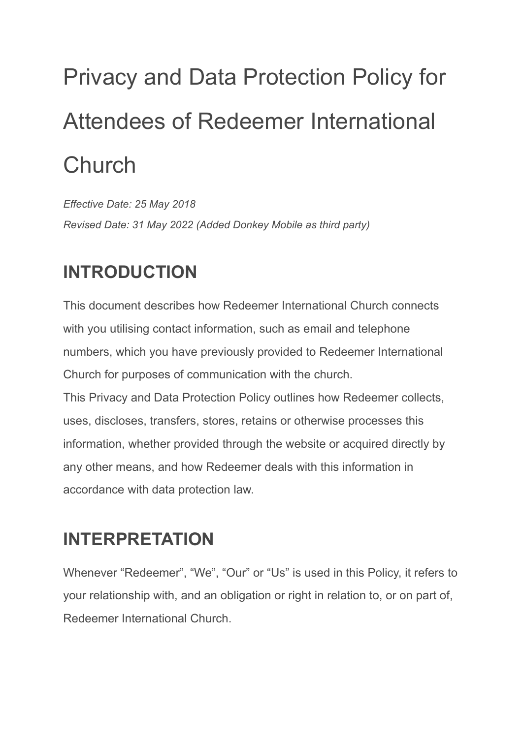# Privacy and Data Protection Policy for Attendees of Redeemer International Church

*Effective Date: 25 May 2018*
*Revised Date: 31 May 2022 (Added Donkey Mobile as third party)*

## INTRODUCTION

This document describes how Redeemer International Church connects with you utilising contact information, such as email and telephone numbers, which you have previously provided to Redeemer International Church for purposes of communication with the church.
This Privacy and Data Protection Policy outlines how Redeemer collects, uses, discloses, transfers, stores, retains or otherwise processes this information, whether provided through the website or acquired directly by any other means, and how Redeemer deals with this information in accordance with data protection law.

## INTERPRETATION

Whenever "Redeemer", "We", "Our" or "Us" is used in this Policy, it refers to your relationship with, and an obligation or right in relation to, or on part of, Redeemer International Church.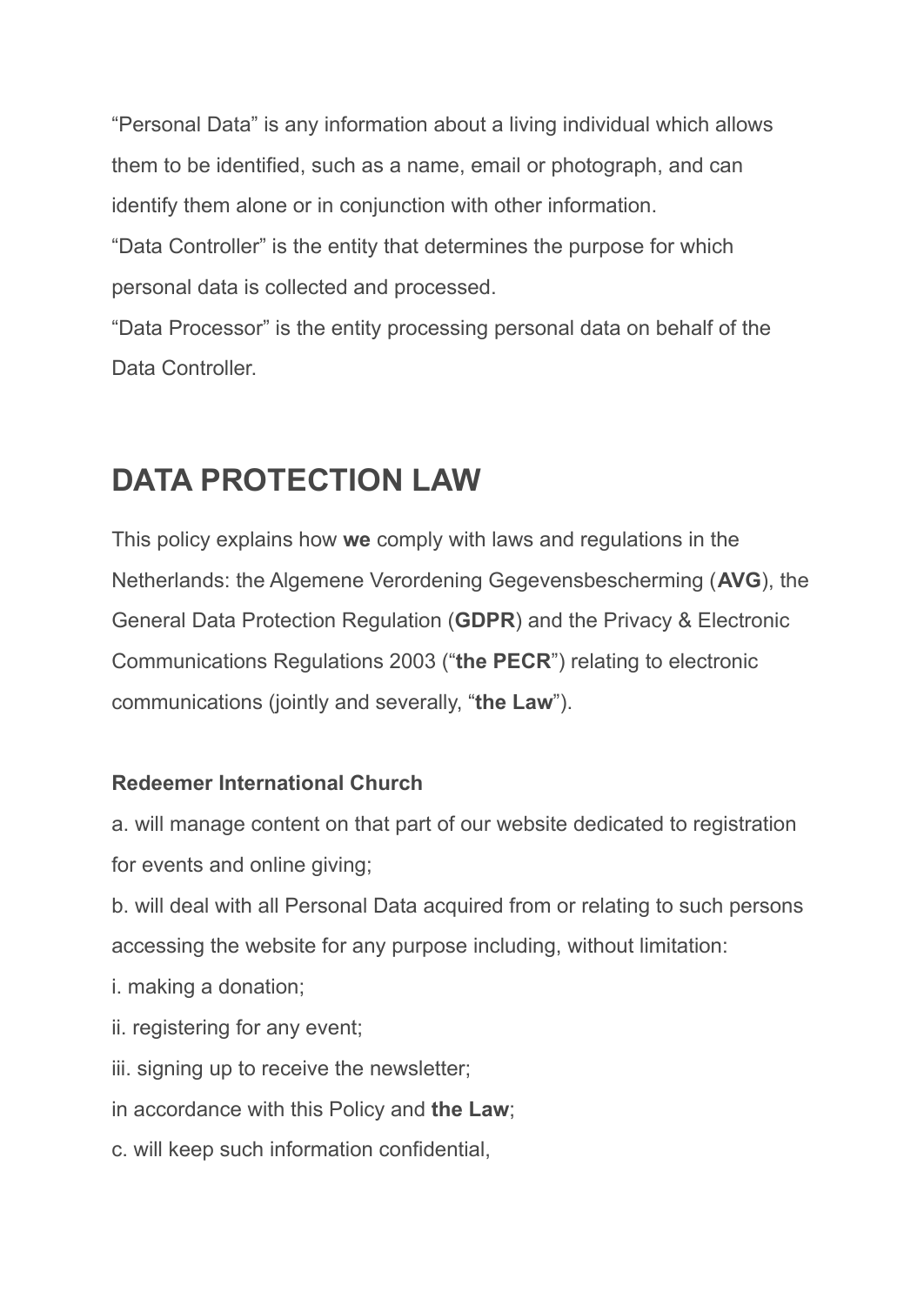“Personal Data” is any information about a living individual which allows them to be identified, such as a name, email or photograph, and can identify them alone or in conjunction with other information.

“Data Controller” is the entity that determines the purpose for which personal data is collected and processed.

“Data Processor” is the entity processing personal data on behalf of the Data Controller.

## DATA PROTECTION LAW

This policy explains how **we** comply with laws and regulations in the Netherlands: the Algemene Verordening Gegevensbescherming (**AVG**), the General Data Protection Regulation (**GDPR**) and the Privacy & Electronic Communications Regulations 2003 (“**the PECR**”) relating to electronic communications (jointly and severally, “**the Law**”).

**Redeemer International Church**

a. will manage content on that part of our website dedicated to registration for events and online giving;

b. will deal with all Personal Data acquired from or relating to such persons accessing the website for any purpose including, without limitation:

i. making a donation;

ii. registering for any event;

iii. signing up to receive the newsletter;

in accordance with this Policy and **the Law**;

c. will keep such information confidential,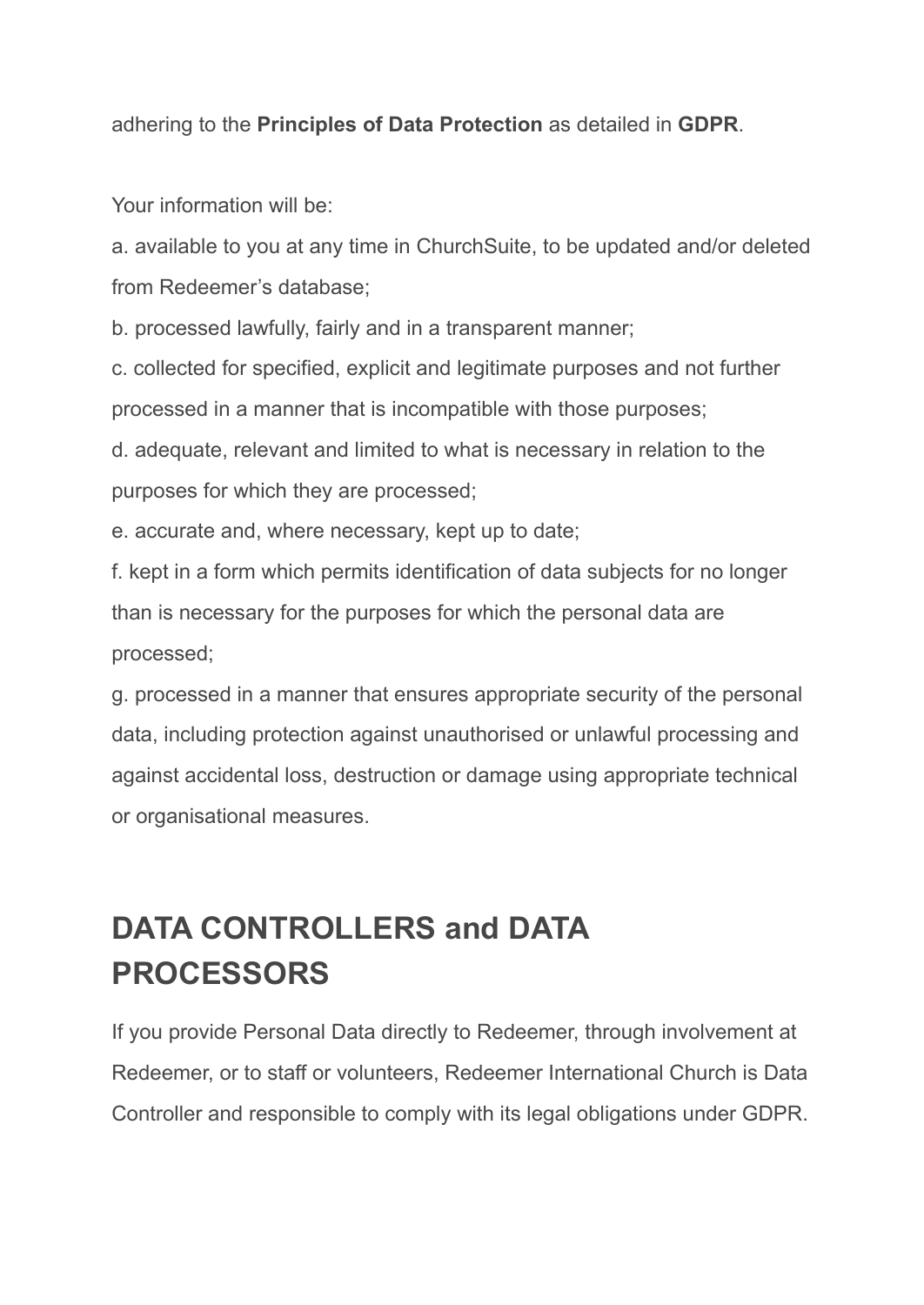adhering to the **Principles of Data Protection** as detailed in **GDPR**.

Your information will be:

a. available to you at any time in ChurchSuite, to be updated and/or deleted from Redeemer's database;

b. processed lawfully, fairly and in a transparent manner;

c. collected for specified, explicit and legitimate purposes and not further processed in a manner that is incompatible with those purposes;

d. adequate, relevant and limited to what is necessary in relation to the purposes for which they are processed;

e. accurate and, where necessary, kept up to date;

f. kept in a form which permits identification of data subjects for no longer than is necessary for the purposes for which the personal data are processed;

g. processed in a manner that ensures appropriate security of the personal data, including protection against unauthorised or unlawful processing and against accidental loss, destruction or damage using appropriate technical or organisational measures.

## DATA CONTROLLERS and DATA PROCESSORS

If you provide Personal Data directly to Redeemer, through involvement at Redeemer, or to staff or volunteers, Redeemer International Church is Data Controller and responsible to comply with its legal obligations under GDPR.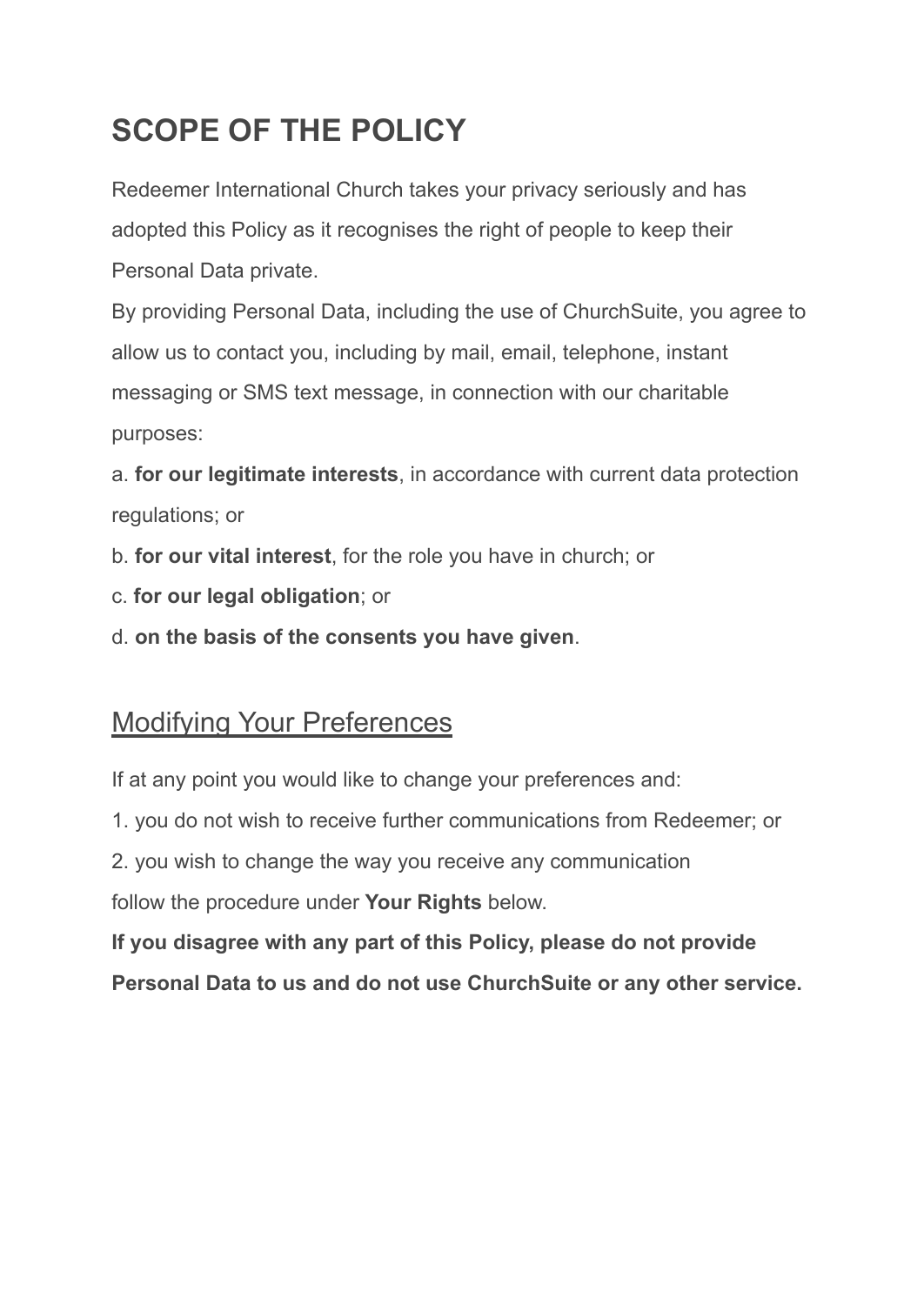# SCOPE OF THE POLICY

Redeemer International Church takes your privacy seriously and has adopted this Policy as it recognises the right of people to keep their Personal Data private.

By providing Personal Data, including the use of ChurchSuite, you agree to allow us to contact you, including by mail, email, telephone, instant messaging or SMS text message, in connection with our charitable purposes:

a. **for our legitimate interests**, in accordance with current data protection regulations; or

b. **for our vital interest**, for the role you have in church; or

c. **for our legal obligation**; or

d. **on the basis of the consents you have given**.

## Modifying Your Preferences

If at any point you would like to change your preferences and:

1. you do not wish to receive further communications from Redeemer; or
2. you wish to change the way you receive any communication

follow the procedure under **Your Rights** below.

**If you disagree with any part of this Policy, please do not provide Personal Data to us and do not use ChurchSuite or any other service.**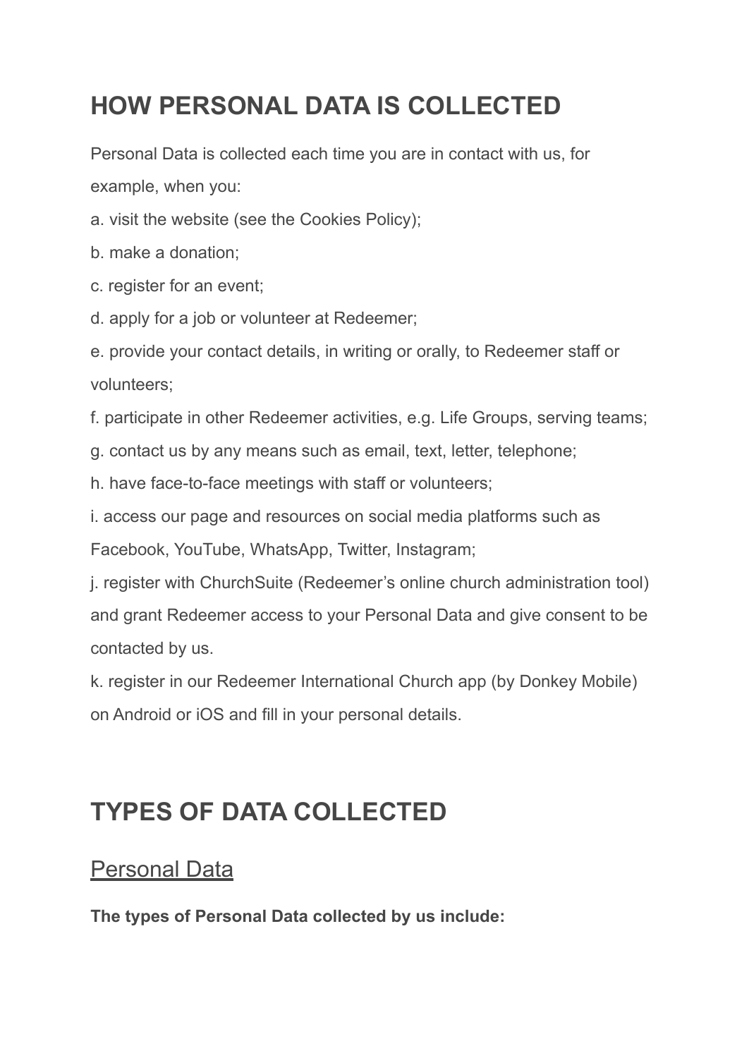# HOW PERSONAL DATA IS COLLECTED

Personal Data is collected each time you are in contact with us, for example, when you:

a. visit the website (see the Cookies Policy);

b. make a donation;

c. register for an event;

d. apply for a job or volunteer at Redeemer;

e. provide your contact details, in writing or orally, to Redeemer staff or volunteers;

f. participate in other Redeemer activities, e.g. Life Groups, serving teams;

g. contact us by any means such as email, text, letter, telephone;

h. have face-to-face meetings with staff or volunteers;

i. access our page and resources on social media platforms such as Facebook, YouTube, WhatsApp, Twitter, Instagram;

j. register with ChurchSuite (Redeemer's online church administration tool) and grant Redeemer access to your Personal Data and give consent to be contacted by us.

k. register in our Redeemer International Church app (by Donkey Mobile) on Android or iOS and fill in your personal details.

# TYPES OF DATA COLLECTED

## Personal Data

**The types of Personal Data collected by us include:**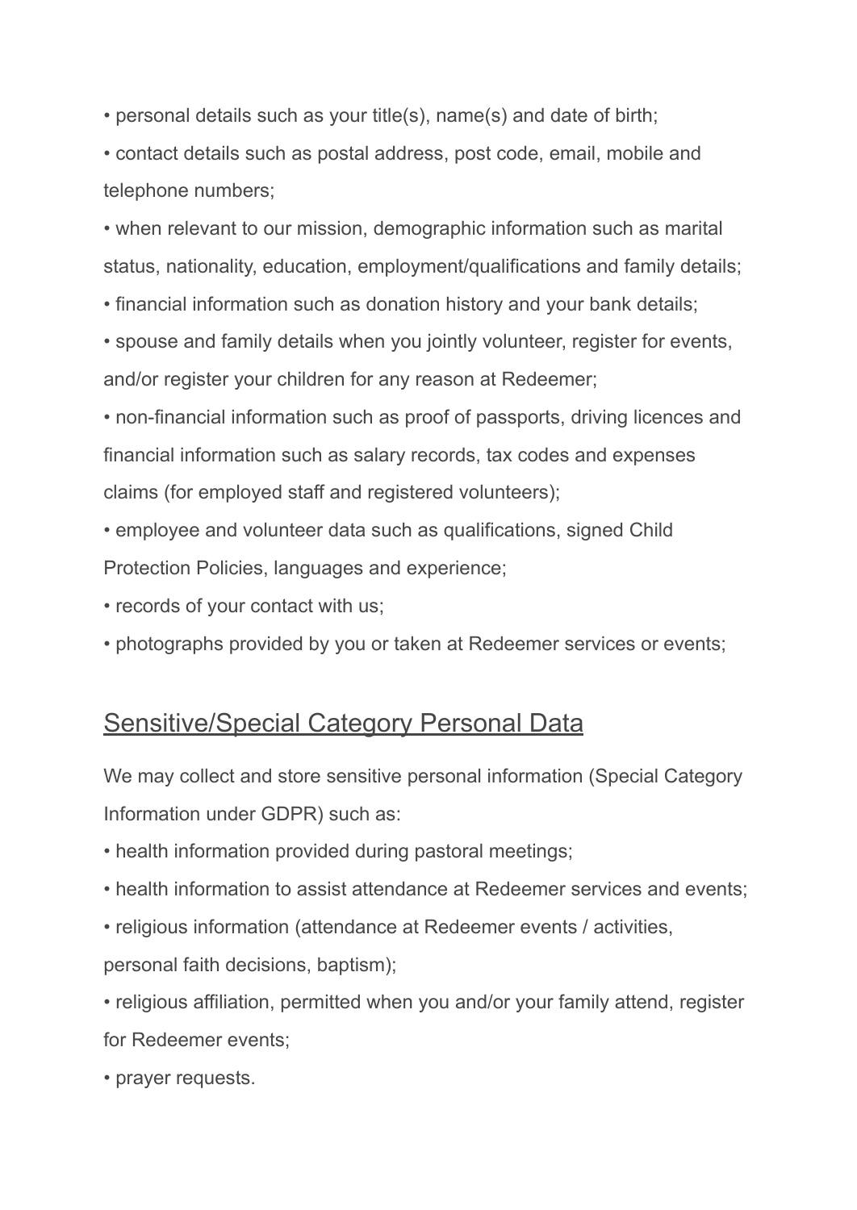- personal details such as your title(s), name(s) and date of birth;
- contact details such as postal address, post code, email, mobile and telephone numbers;
- when relevant to our mission, demographic information such as marital status, nationality, education, employment/qualifications and family details;
- financial information such as donation history and your bank details;
- spouse and family details when you jointly volunteer, register for events, and/or register your children for any reason at Redeemer;
- non-financial information such as proof of passports, driving licences and financial information such as salary records, tax codes and expenses claims (for employed staff and registered volunteers);
- employee and volunteer data such as qualifications, signed Child Protection Policies, languages and experience;
- records of your contact with us;
- photographs provided by you or taken at Redeemer services or events;

## Sensitive/Special Category Personal Data

We may collect and store sensitive personal information (Special Category Information under GDPR) such as:

- health information provided during pastoral meetings;
- health information to assist attendance at Redeemer services and events;
- religious information (attendance at Redeemer events / activities, personal faith decisions, baptism);
- religious affiliation, permitted when you and/or your family attend, register for Redeemer events;
- prayer requests.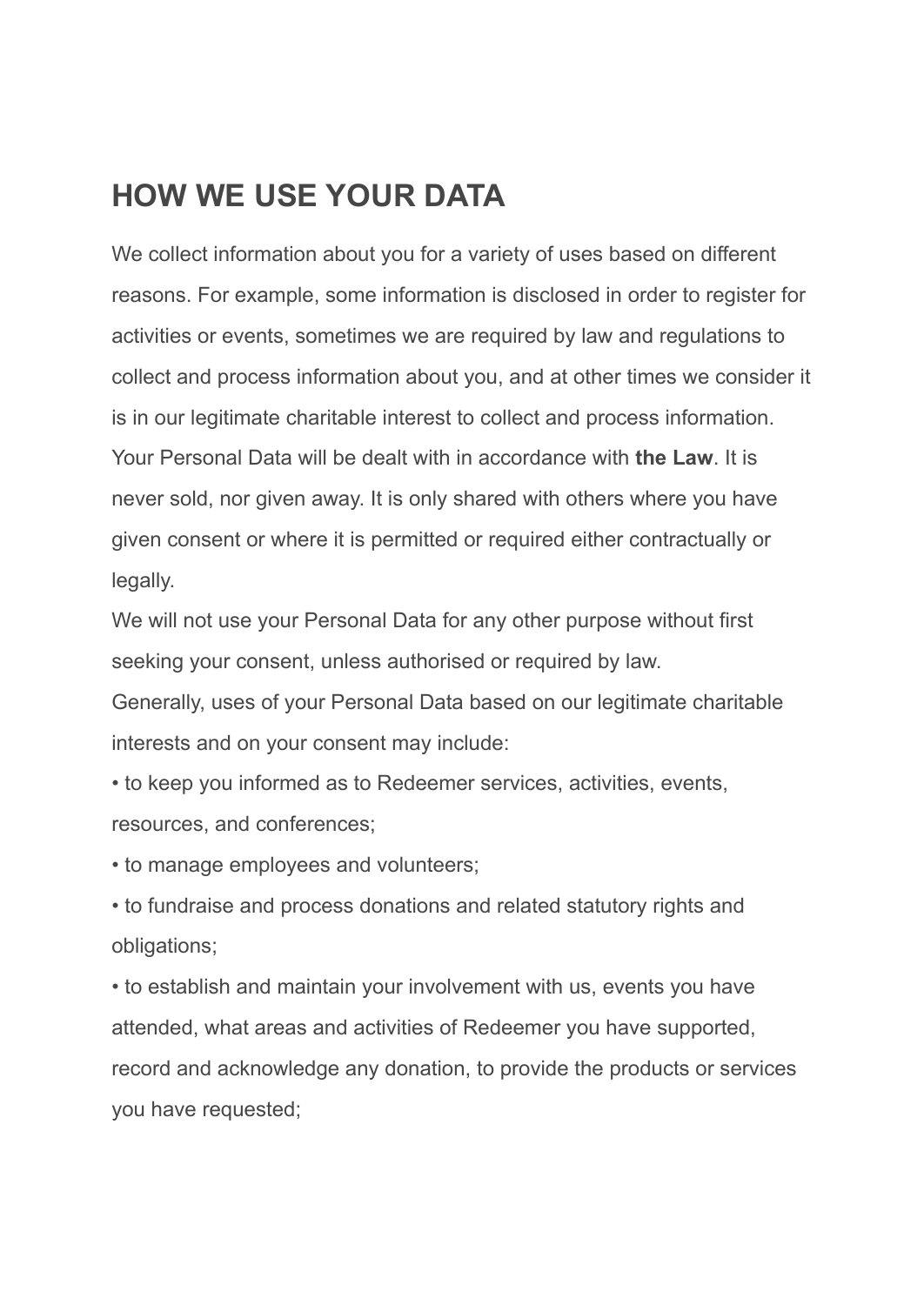## HOW WE USE YOUR DATA

We collect information about you for a variety of uses based on different reasons. For example, some information is disclosed in order to register for activities or events, sometimes we are required by law and regulations to collect and process information about you, and at other times we consider it is in our legitimate charitable interest to collect and process information.

Your Personal Data will be dealt with in accordance with **the Law**. It is never sold, nor given away. It is only shared with others where you have given consent or where it is permitted or required either contractually or legally.

We will not use your Personal Data for any other purpose without first seeking your consent, unless authorised or required by law.

Generally, uses of your Personal Data based on our legitimate charitable interests and on your consent may include:

- to keep you informed as to Redeemer services, activities, events, resources, and conferences;
- to manage employees and volunteers;
- to fundraise and process donations and related statutory rights and obligations;
- to establish and maintain your involvement with us, events you have attended, what areas and activities of Redeemer you have supported, record and acknowledge any donation, to provide the products or services you have requested;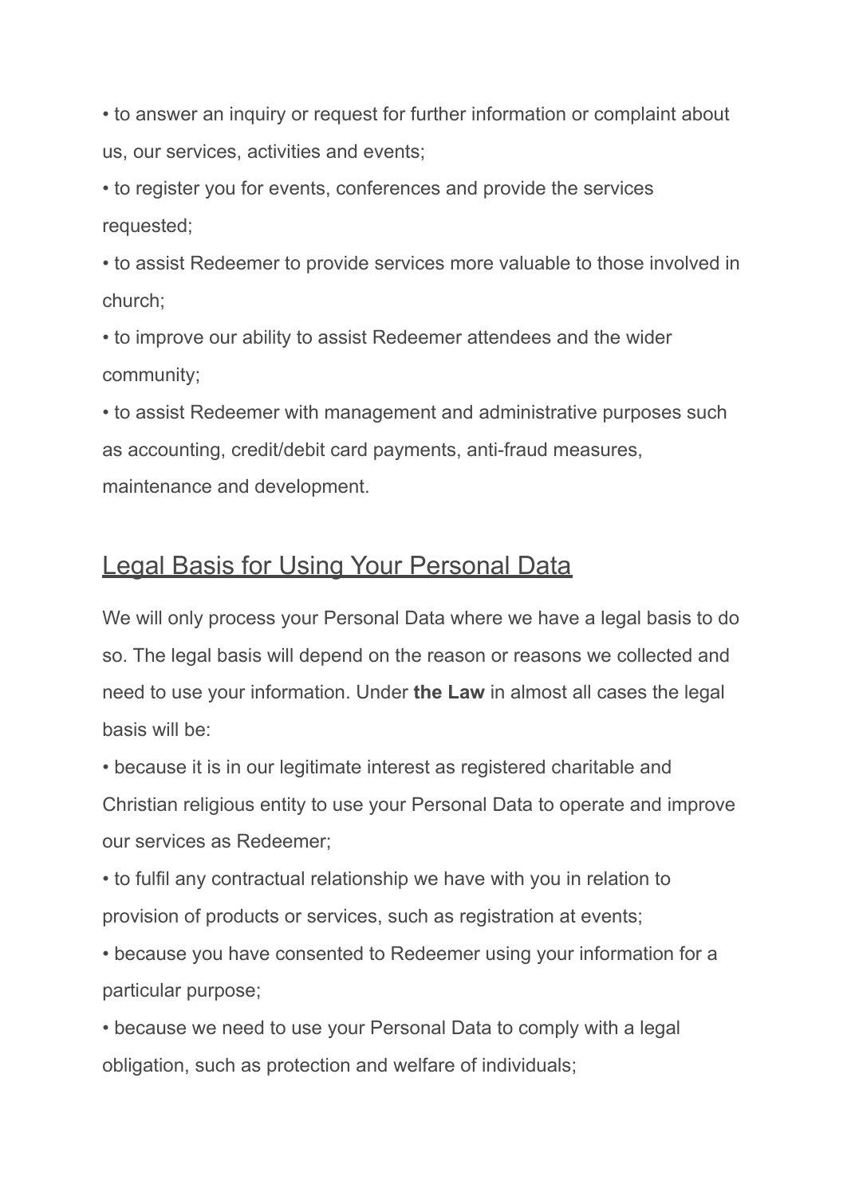- to answer an inquiry or request for further information or complaint about us, our services, activities and events;
- to register you for events, conferences and provide the services requested;
- to assist Redeemer to provide services more valuable to those involved in church;
- to improve our ability to assist Redeemer attendees and the wider community;
- to assist Redeemer with management and administrative purposes such as accounting, credit/debit card payments, anti-fraud measures, maintenance and development.

## Legal Basis for Using Your Personal Data

We will only process your Personal Data where we have a legal basis to do so. The legal basis will depend on the reason or reasons we collected and need to use your information. Under **the Law** in almost all cases the legal basis will be:

- because it is in our legitimate interest as registered charitable and Christian religious entity to use your Personal Data to operate and improve our services as Redeemer;
- to fulfil any contractual relationship we have with you in relation to provision of products or services, such as registration at events;
- because you have consented to Redeemer using your information for a particular purpose;
- because we need to use your Personal Data to comply with a legal obligation, such as protection and welfare of individuals;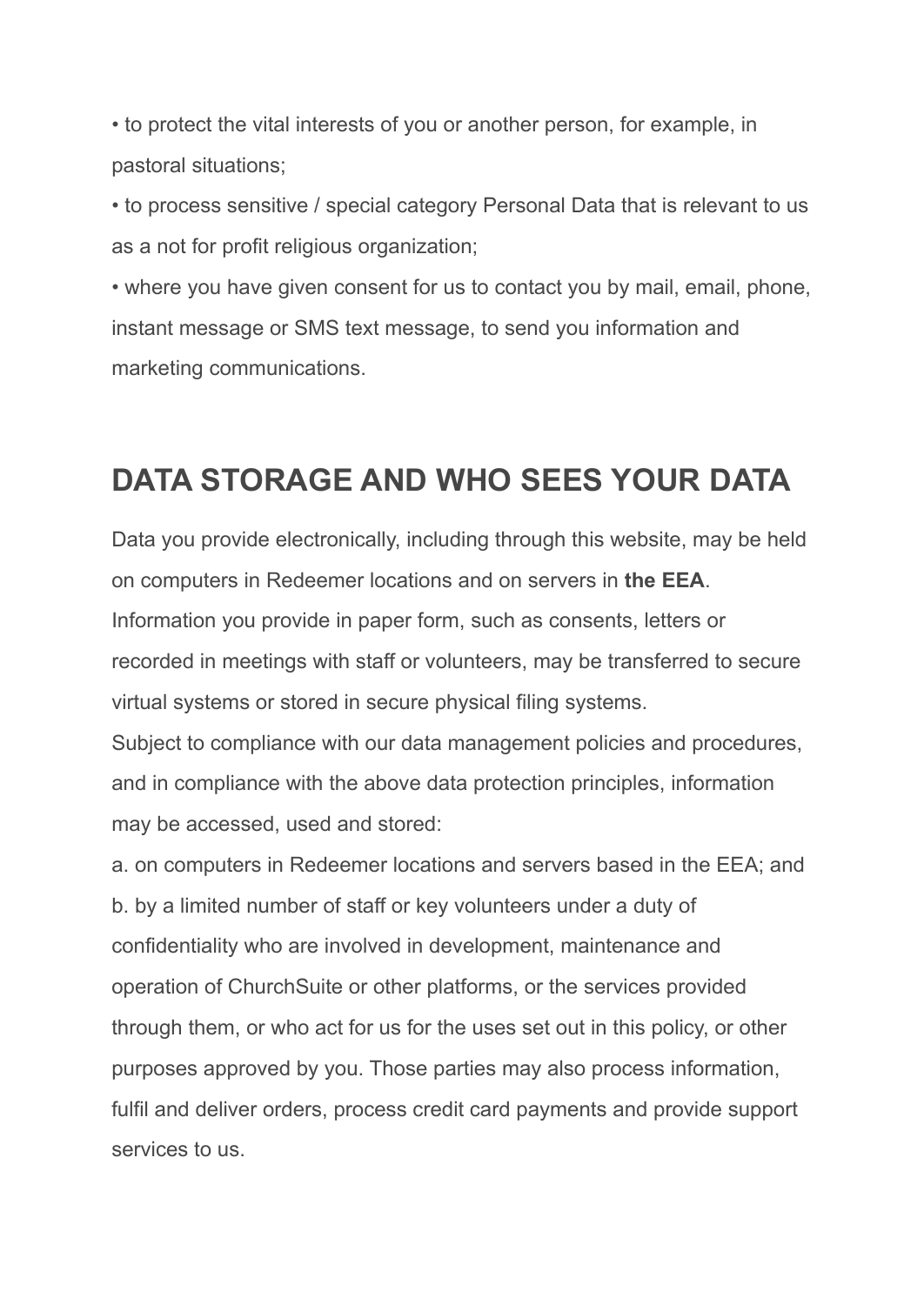• to protect the vital interests of you or another person, for example, in pastoral situations;

• to process sensitive / special category Personal Data that is relevant to us as a not for profit religious organization;

• where you have given consent for us to contact you by mail, email, phone, instant message or SMS text message, to send you information and marketing communications.

## DATA STORAGE AND WHO SEES YOUR DATA

Data you provide electronically, including through this website, may be held on computers in Redeemer locations and on servers in **the EEA**.
Information you provide in paper form, such as consents, letters or recorded in meetings with staff or volunteers, may be transferred to secure virtual systems or stored in secure physical filing systems.
Subject to compliance with our data management policies and procedures, and in compliance with the above data protection principles, information may be accessed, used and stored:

a. on computers in Redeemer locations and servers based in the EEA; and
b. by a limited number of staff or key volunteers under a duty of confidentiality who are involved in development, maintenance and operation of ChurchSuite or other platforms, or the services provided through them, or who act for us for the uses set out in this policy, or other purposes approved by you. Those parties may also process information, fulfil and deliver orders, process credit card payments and provide support services to us.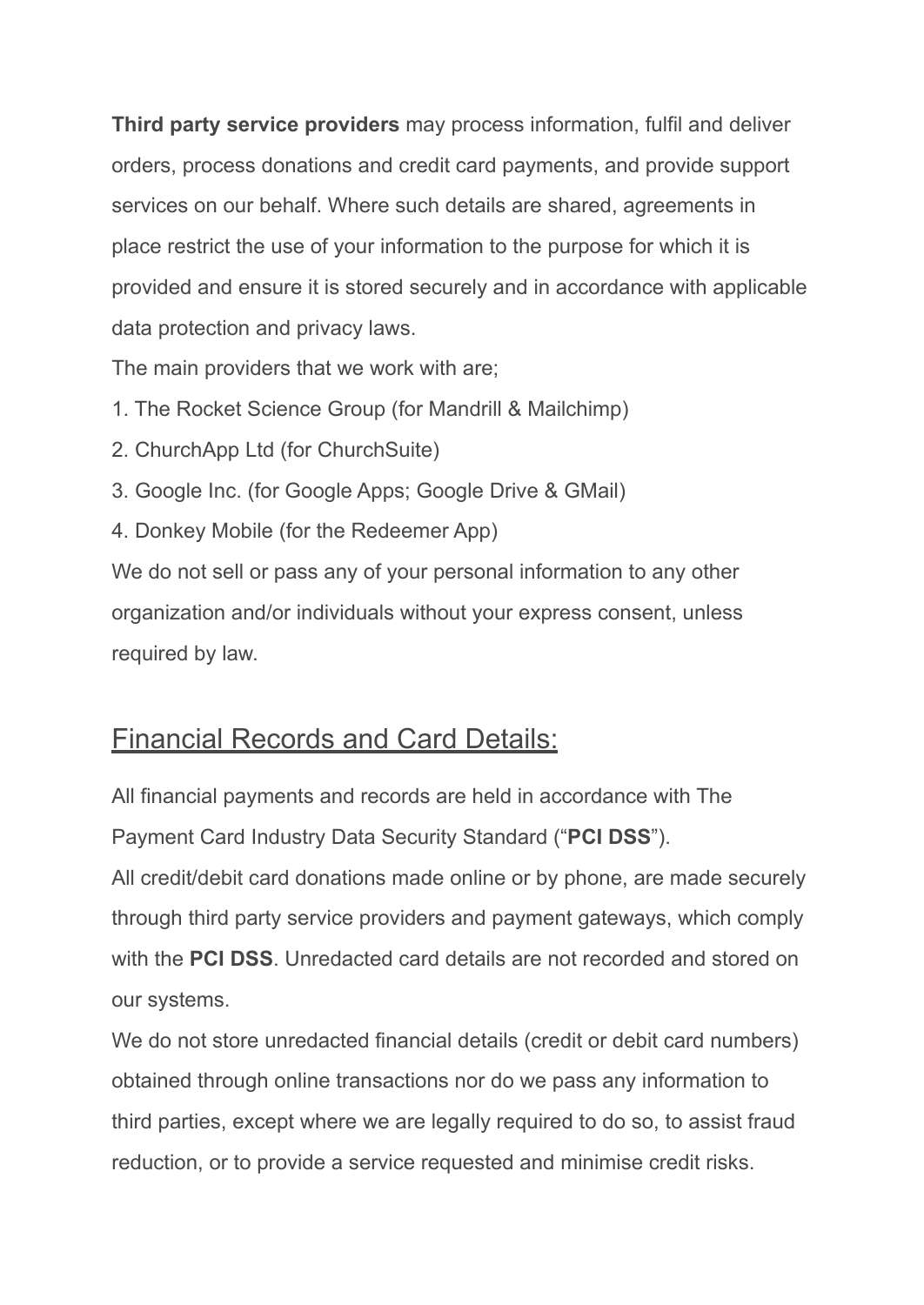**Third party service providers** may process information, fulfil and deliver orders, process donations and credit card payments, and provide support services on our behalf. Where such details are shared, agreements in place restrict the use of your information to the purpose for which it is provided and ensure it is stored securely and in accordance with applicable data protection and privacy laws.

The main providers that we work with are;

1. The Rocket Science Group (for Mandrill & Mailchimp)
2. ChurchApp Ltd (for ChurchSuite)
3. Google Inc. (for Google Apps; Google Drive & GMail)
4. Donkey Mobile (for the Redeemer App)

We do not sell or pass any of your personal information to any other organization and/or individuals without your express consent, unless required by law.

## Financial Records and Card Details:

All financial payments and records are held in accordance with The Payment Card Industry Data Security Standard ("**PCI DSS**").

All credit/debit card donations made online or by phone, are made securely through third party service providers and payment gateways, which comply with the **PCI DSS**. Unredacted card details are not recorded and stored on our systems.

We do not store unredacted financial details (credit or debit card numbers) obtained through online transactions nor do we pass any information to third parties, except where we are legally required to do so, to assist fraud reduction, or to provide a service requested and minimise credit risks.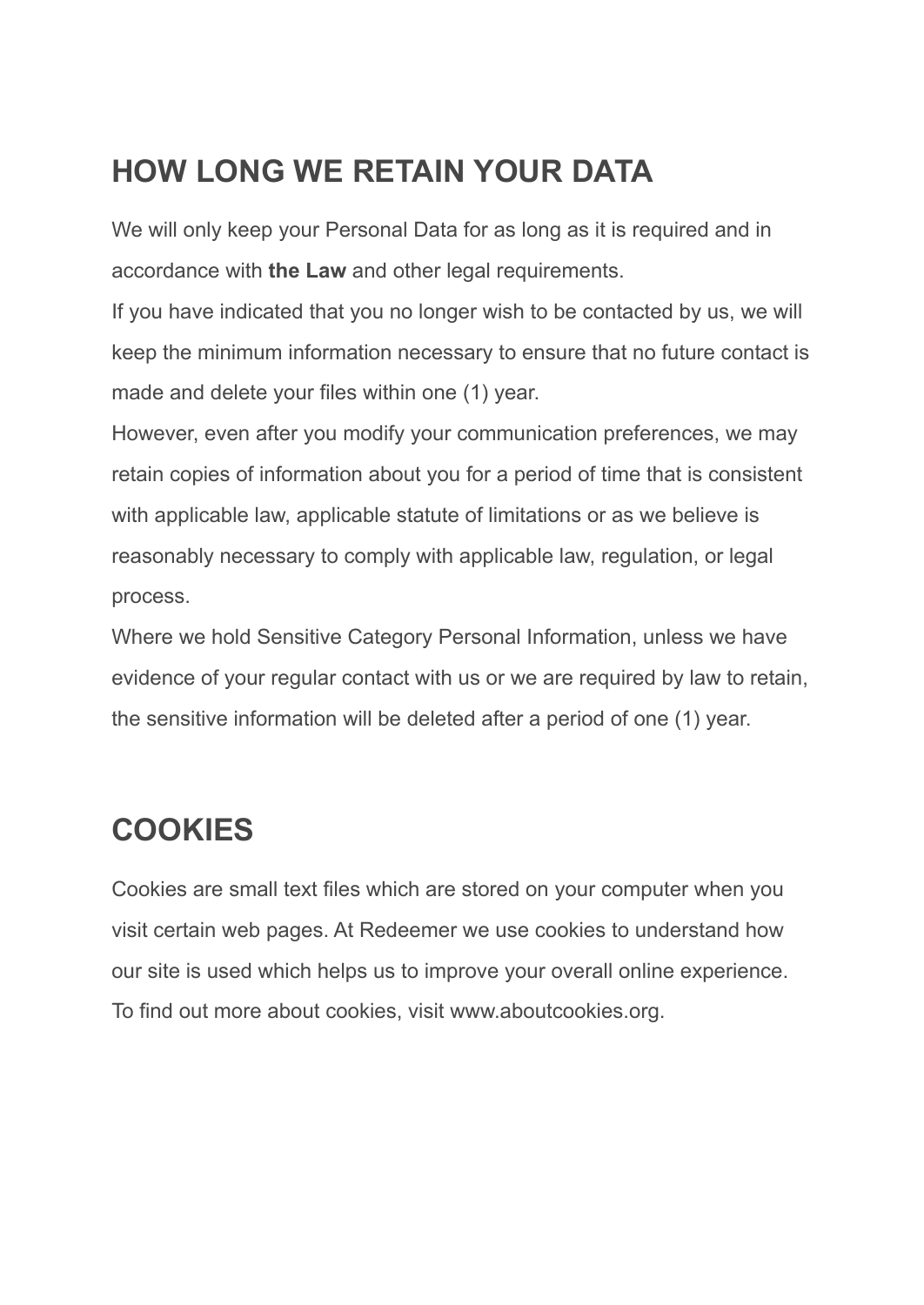## HOW LONG WE RETAIN YOUR DATA

We will only keep your Personal Data for as long as it is required and in accordance with **the Law** and other legal requirements.

If you have indicated that you no longer wish to be contacted by us, we will keep the minimum information necessary to ensure that no future contact is made and delete your files within one (1) year.

However, even after you modify your communication preferences, we may retain copies of information about you for a period of time that is consistent with applicable law, applicable statute of limitations or as we believe is reasonably necessary to comply with applicable law, regulation, or legal process.

Where we hold Sensitive Category Personal Information, unless we have evidence of your regular contact with us or we are required by law to retain, the sensitive information will be deleted after a period of one (1) year.

## COOKIES

Cookies are small text files which are stored on your computer when you visit certain web pages. At Redeemer we use cookies to understand how our site is used which helps us to improve your overall online experience. To find out more about cookies, visit www.aboutcookies.org.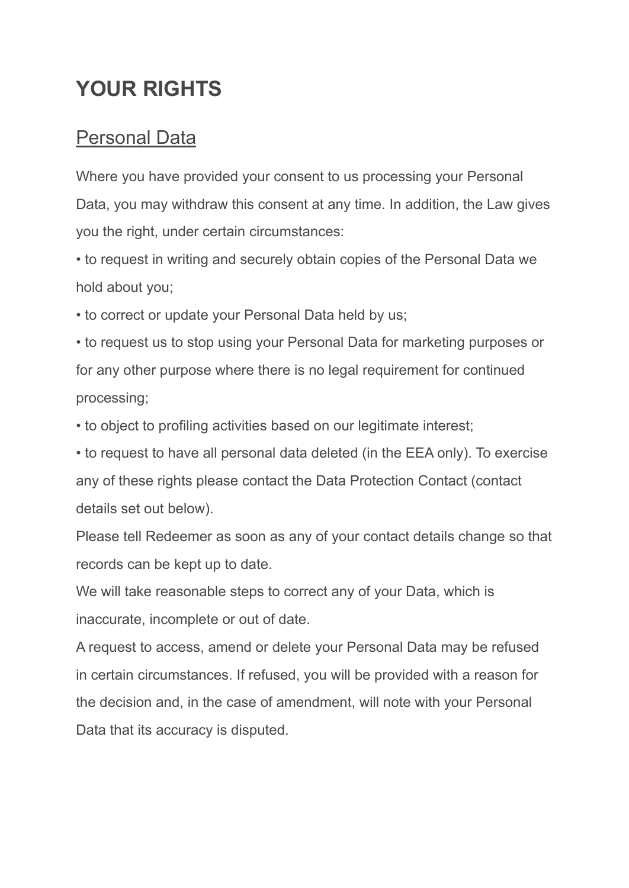# YOUR RIGHTS

## Personal Data

Where you have provided your consent to us processing your Personal Data, you may withdraw this consent at any time. In addition, the Law gives you the right, under certain circumstances:

- to request in writing and securely obtain copies of the Personal Data we hold about you;
- to correct or update your Personal Data held by us;
- to request us to stop using your Personal Data for marketing purposes or for any other purpose where there is no legal requirement for continued processing;
- to object to profiling activities based on our legitimate interest;
- to request to have all personal data deleted (in the EEA only). To exercise any of these rights please contact the Data Protection Contact (contact details set out below).

Please tell Redeemer as soon as any of your contact details change so that records can be kept up to date.

We will take reasonable steps to correct any of your Data, which is inaccurate, incomplete or out of date.

A request to access, amend or delete your Personal Data may be refused in certain circumstances. If refused, you will be provided with a reason for the decision and, in the case of amendment, will note with your Personal Data that its accuracy is disputed.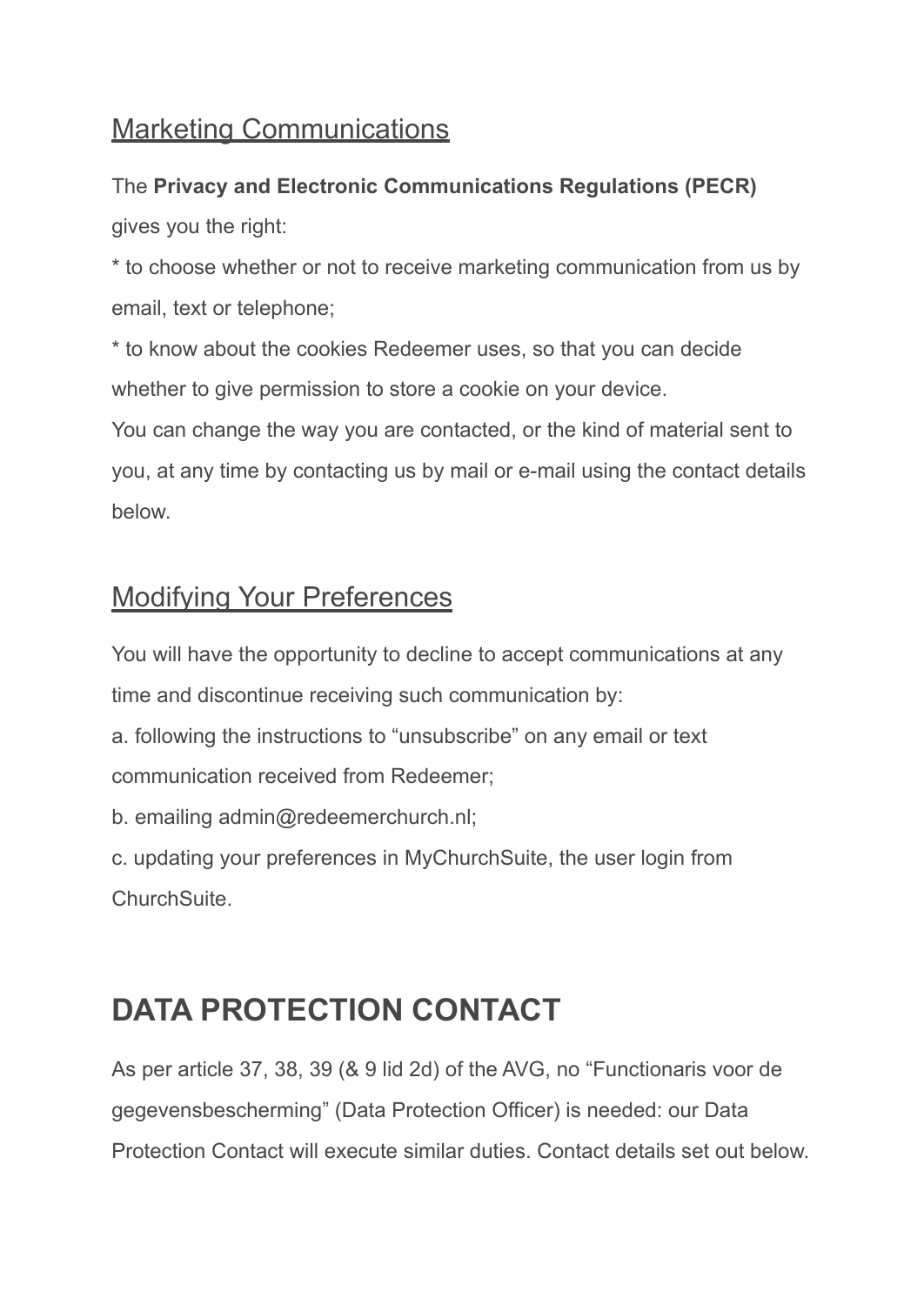## Marketing Communications

The **Privacy and Electronic Communications Regulations (PECR)** gives you the right:

* to choose whether or not to receive marketing communication from us by email, text or telephone;

* to know about the cookies Redeemer uses, so that you can decide whether to give permission to store a cookie on your device.

You can change the way you are contacted, or the kind of material sent to you, at any time by contacting us by mail or e-mail using the contact details below.

## Modifying Your Preferences

You will have the opportunity to decline to accept communications at any time and discontinue receiving such communication by:

a. following the instructions to “unsubscribe” on any email or text communication received from Redeemer;

b. emailing admin@redeemerchurch.nl;

c. updating your preferences in MyChurchSuite, the user login from ChurchSuite.

# DATA PROTECTION CONTACT

As per article 37, 38, 39 (& 9 lid 2d) of the AVG, no “Functionaris voor de gegevensbescherming” (Data Protection Officer) is needed: our Data Protection Contact will execute similar duties. Contact details set out below.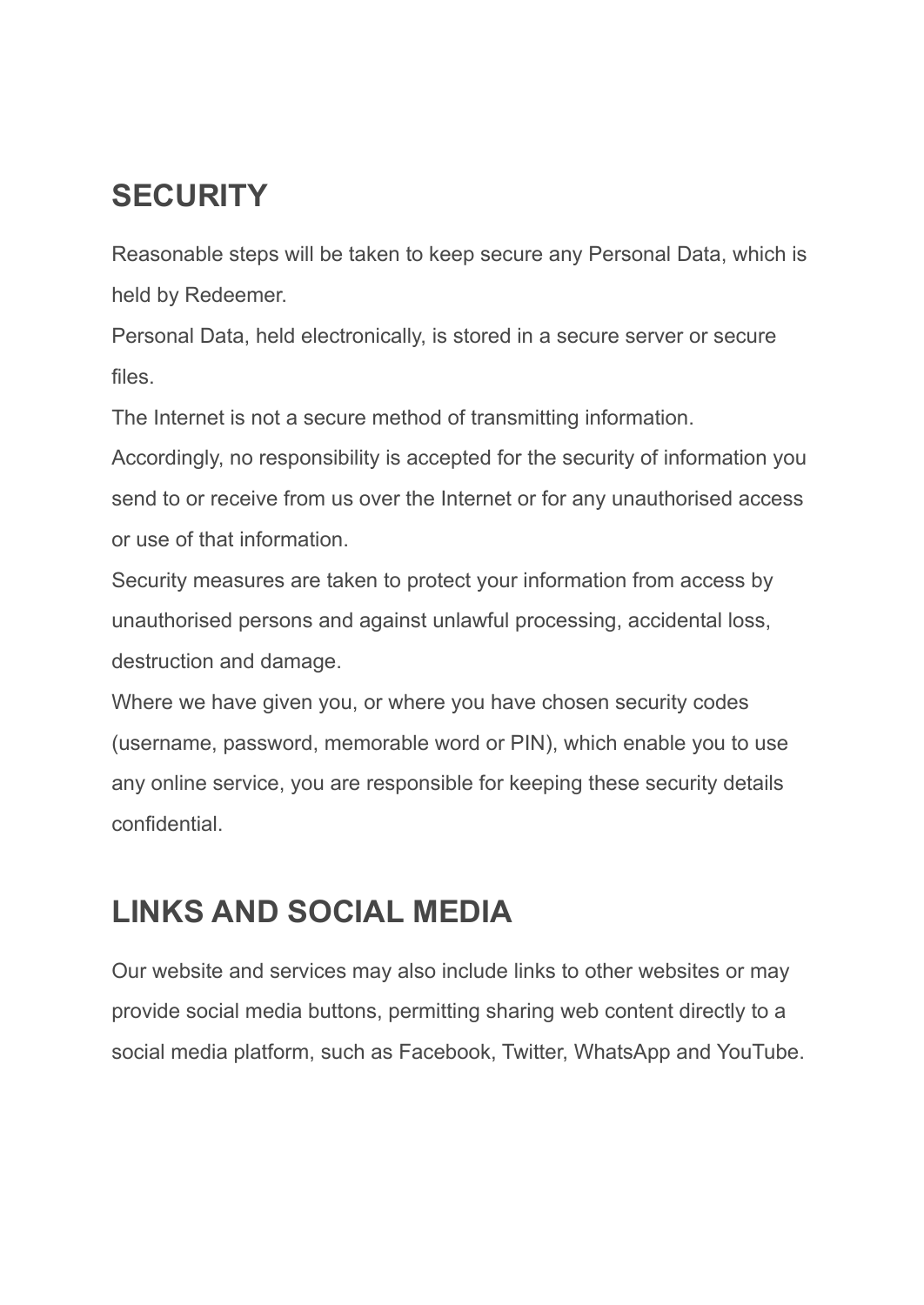## SECURITY

Reasonable steps will be taken to keep secure any Personal Data, which is held by Redeemer.

Personal Data, held electronically, is stored in a secure server or secure files.

The Internet is not a secure method of transmitting information.

Accordingly, no responsibility is accepted for the security of information you send to or receive from us over the Internet or for any unauthorised access or use of that information.

Security measures are taken to protect your information from access by unauthorised persons and against unlawful processing, accidental loss, destruction and damage.

Where we have given you, or where you have chosen security codes (username, password, memorable word or PIN), which enable you to use any online service, you are responsible for keeping these security details confidential.

## LINKS AND SOCIAL MEDIA

Our website and services may also include links to other websites or may provide social media buttons, permitting sharing web content directly to a social media platform, such as Facebook, Twitter, WhatsApp and YouTube.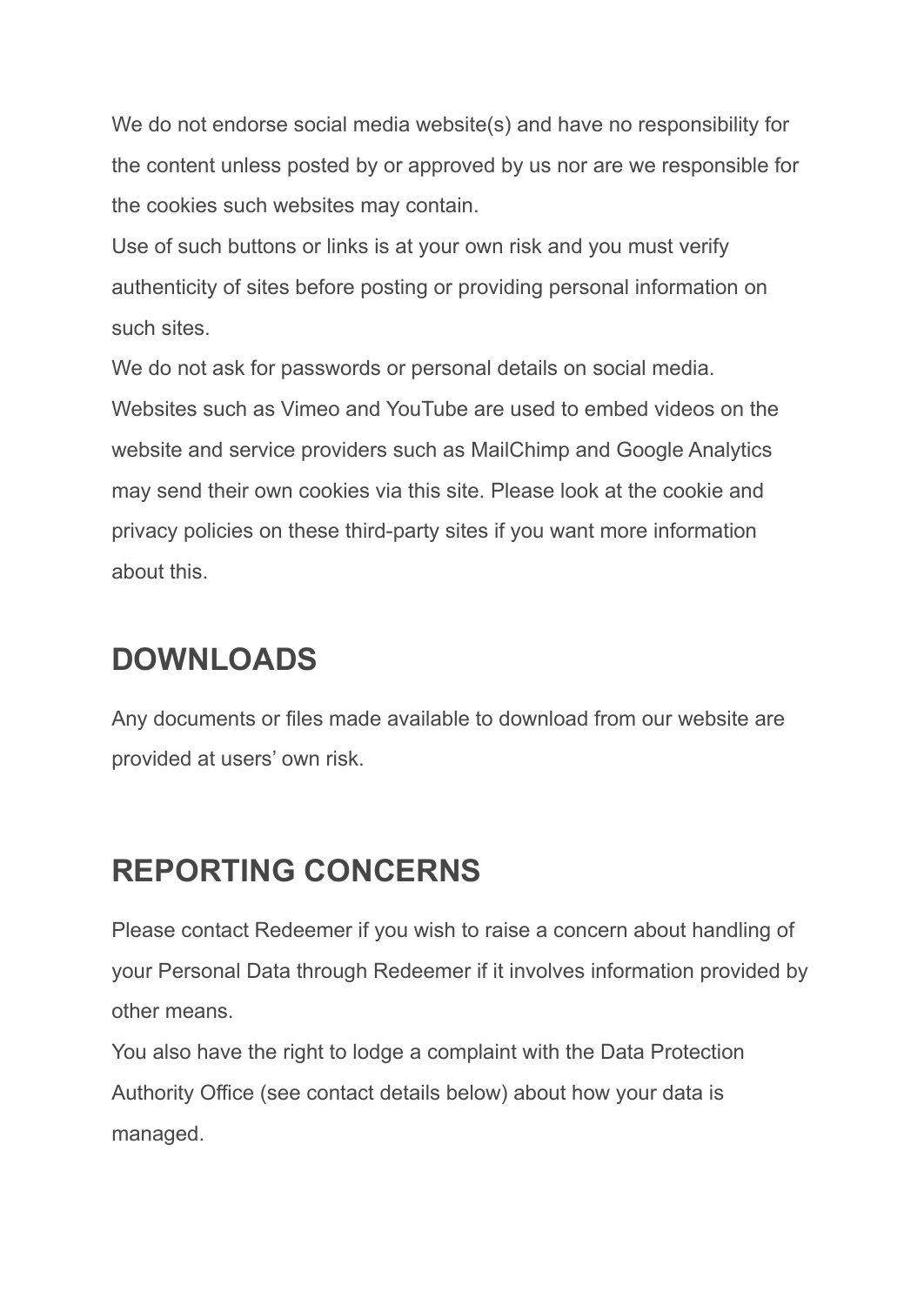We do not endorse social media website(s) and have no responsibility for the content unless posted by or approved by us nor are we responsible for the cookies such websites may contain.

Use of such buttons or links is at your own risk and you must verify authenticity of sites before posting or providing personal information on such sites.

We do not ask for passwords or personal details on social media.

Websites such as Vimeo and YouTube are used to embed videos on the website and service providers such as MailChimp and Google Analytics may send their own cookies via this site. Please look at the cookie and privacy policies on these third-party sites if you want more information about this.

## DOWNLOADS

Any documents or files made available to download from our website are provided at users' own risk.

## REPORTING CONCERNS

Please contact Redeemer if you wish to raise a concern about handling of your Personal Data through Redeemer if it involves information provided by other means.

You also have the right to lodge a complaint with the Data Protection Authority Office (see contact details below) about how your data is managed.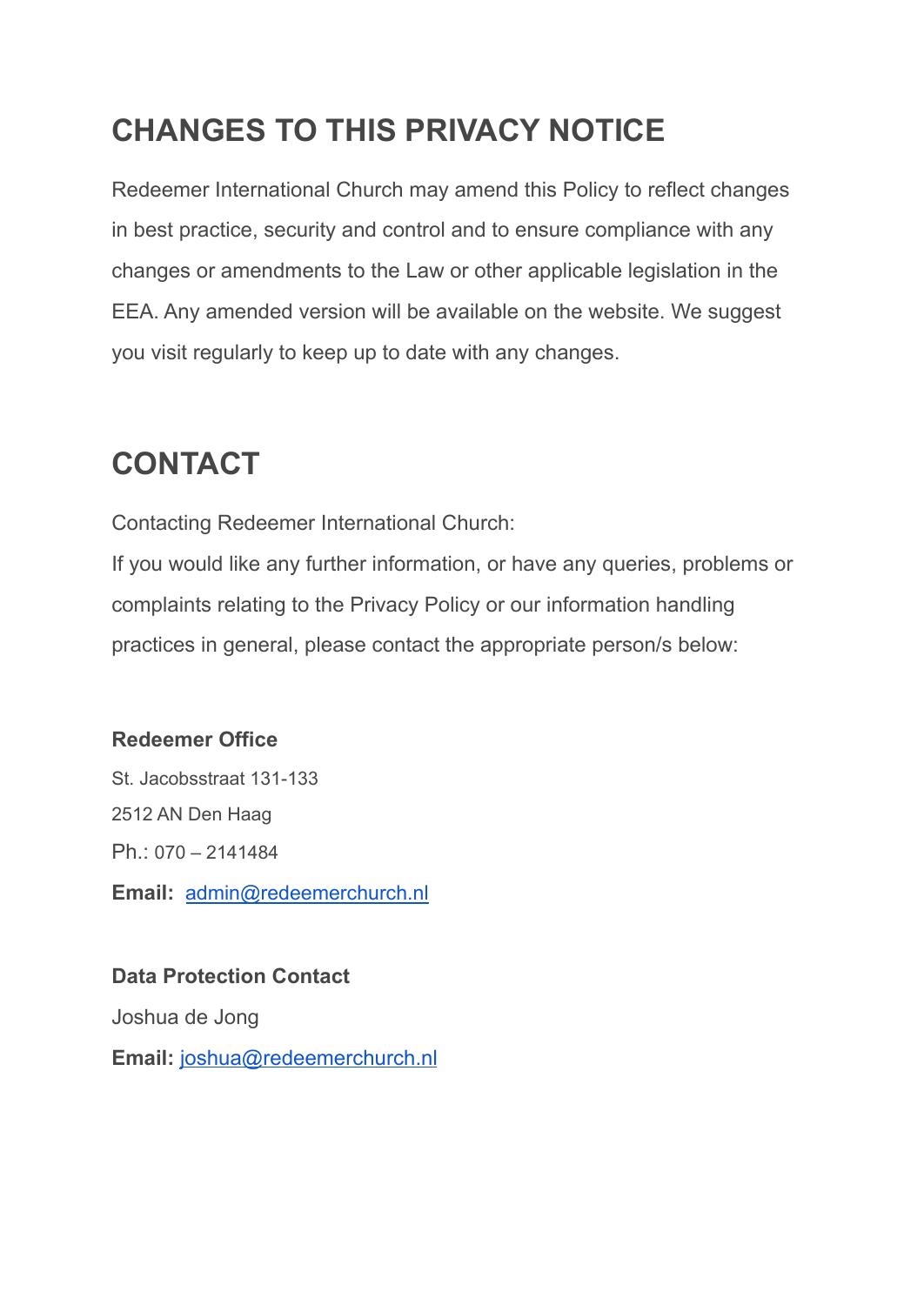## CHANGES TO THIS PRIVACY NOTICE

Redeemer International Church may amend this Policy to reflect changes in best practice, security and control and to ensure compliance with any changes or amendments to the Law or other applicable legislation in the EEA. Any amended version will be available on the website. We suggest you visit regularly to keep up to date with any changes.

## CONTACT

Contacting Redeemer International Church:
If you would like any further information, or have any queries, problems or complaints relating to the Privacy Policy or our information handling practices in general, please contact the appropriate person/s below:

**Redeemer Office**

St. Jacobsstraat 131-133

2512 AN Den Haag

Ph.: 070 – 2141484

**Email:** admin@redeemerchurch.nl

**Data Protection Contact**

Joshua de Jong

**Email:** joshua@redeemerchurch.nl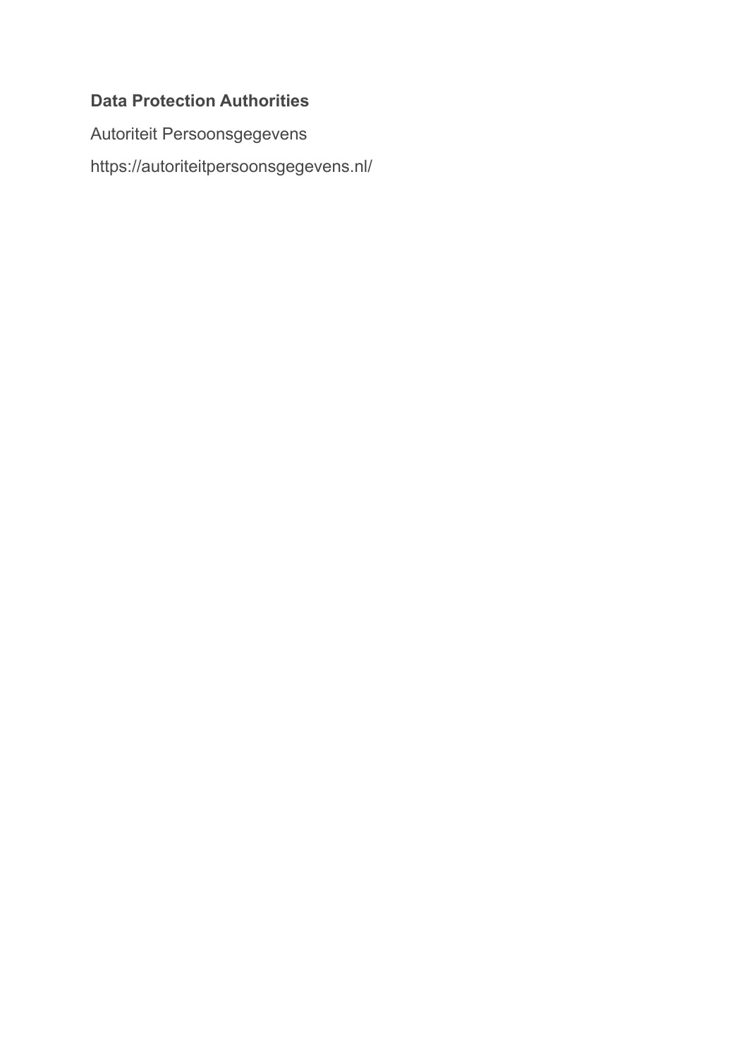**Data Protection Authorities**

Autoriteit Persoonsgegevens

https://autoriteitpersoonsgegevens.nl/